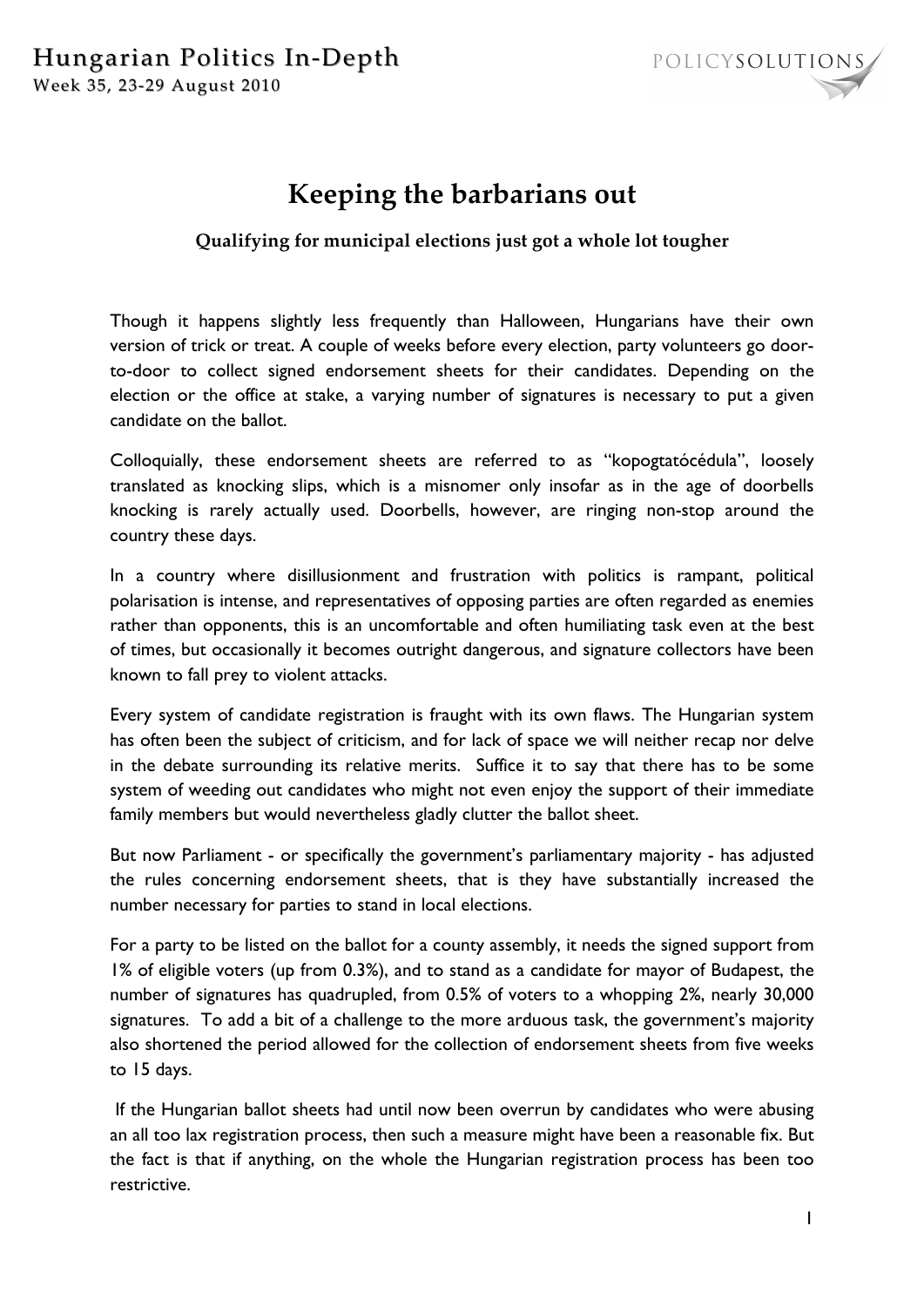# Keeping the barbarians out

**Qualifying for municipal elections just got a whole lot tougher**

Though it happens slightly less frequently than Halloween, Hungarians have their own version of trick or treat. A couple of weeks before every election, party volunteers go door-to-door to collect signed endorsement sheets for their candidates. Depending on the election or the office at stake, a varying number of signatures is necessary to put a given candidate on the ballot.

Colloquially, these endorsement sheets are referred to as "kopogtatócédula", loosely translated as knocking slips, which is a misnomer only insofar as in the age of doorbells knocking is rarely actually used. Doorbells, however, are ringing non-stop around the country these days.

In a country where disillusionment and frustration with politics is rampant, political polarisation is intense, and representatives of opposing parties are often regarded as enemies rather than opponents, this is an uncomfortable and often humiliating task even at the best of times, but occasionally it becomes outright dangerous, and signature collectors have been known to fall prey to violent attacks.

Every system of candidate registration is fraught with its own flaws. The Hungarian system has often been the subject of criticism, and for lack of space we will neither recap nor delve in the debate surrounding its relative merits. Suffice it to say that there has to be some system of weeding out candidates who might not even enjoy the support of their immediate family members but would nevertheless gladly clutter the ballot sheet.

But now Parliament - or specifically the government's parliamentary majority - has adjusted the rules concerning endorsement sheets, that is they have substantially increased the number necessary for parties to stand in local elections.

For a party to be listed on the ballot for a county assembly, it needs the signed support from 1% of eligible voters (up from 0.3%), and to stand as a candidate for mayor of Budapest, the number of signatures has quadrupled, from 0.5% of voters to a whopping 2%, nearly 30,000 signatures. To add a bit of a challenge to the more arduous task, the government's majority also shortened the period allowed for the collection of endorsement sheets from five weeks to 15 days.

If the Hungarian ballot sheets had until now been overrun by candidates who were abusing an all too lax registration process, then such a measure might have been a reasonable fix. But the fact is that if anything, on the whole the Hungarian registration process has been too restrictive.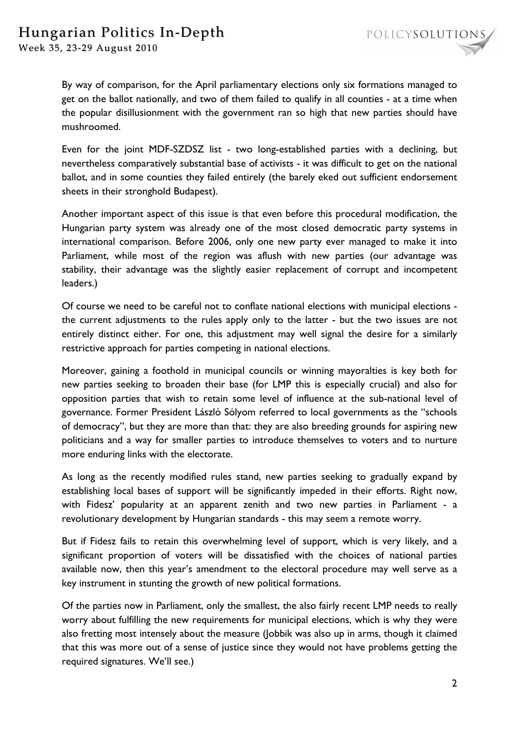By way of comparison, for the April parliamentary elections only six formations managed to get on the ballot nationally, and two of them failed to qualify in all counties - at a time when the popular disillusionment with the government ran so high that new parties should have mushroomed.

Even for the joint MDF-SZDSZ list - two long-established parties with a declining, but nevertheless comparatively substantial base of activists - it was difficult to get on the national ballot, and in some counties they failed entirely (the barely eked out sufficient endorsement sheets in their stronghold Budapest).

Another important aspect of this issue is that even before this procedural modification, the Hungarian party system was already one of the most closed democratic party systems in international comparison. Before 2006, only one new party ever managed to make it into Parliament, while most of the region was aflush with new parties (our advantage was stability, their advantage was the slightly easier replacement of corrupt and incompetent leaders.)

Of course we need to be careful not to conflate national elections with municipal elections - the current adjustments to the rules apply only to the latter - but the two issues are not entirely distinct either. For one, this adjustment may well signal the desire for a similarly restrictive approach for parties competing in national elections.

Moreover, gaining a foothold in municipal councils or winning mayoralties is key both for new parties seeking to broaden their base (for LMP this is especially crucial) and also for opposition parties that wish to retain some level of influence at the sub-national level of governance. Former President László Sólyom referred to local governments as the "schools of democracy", but they are more than that: they are also breeding grounds for aspiring new politicians and a way for smaller parties to introduce themselves to voters and to nurture more enduring links with the electorate.

As long as the recently modified rules stand, new parties seeking to gradually expand by establishing local bases of support will be significantly impeded in their efforts. Right now, with Fidesz' popularity at an apparent zenith and two new parties in Parliament - a revolutionary development by Hungarian standards - this may seem a remote worry.

But if Fidesz fails to retain this overwhelming level of support, which is very likely, and a significant proportion of voters will be dissatisfied with the choices of national parties available now, then this year's amendment to the electoral procedure may well serve as a key instrument in stunting the growth of new political formations.

Of the parties now in Parliament, only the smallest, the also fairly recent LMP needs to really worry about fulfilling the new requirements for municipal elections, which is why they were also fretting most intensely about the measure (Jobbik was also up in arms, though it claimed that this was more out of a sense of justice since they would not have problems getting the required signatures. We'll see.)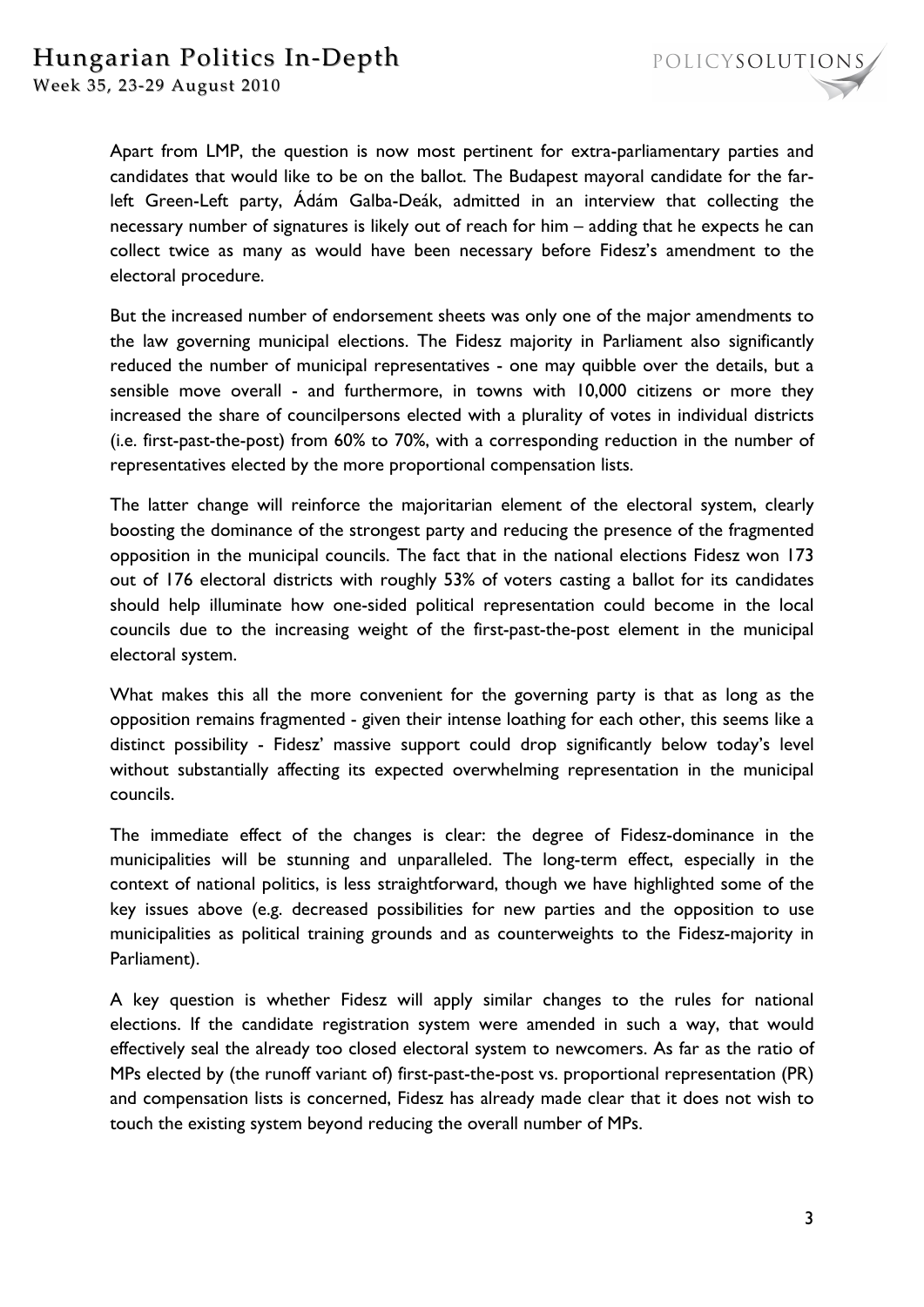Apart from LMP, the question is now most pertinent for extra-parliamentary parties and candidates that would like to be on the ballot. The Budapest mayoral candidate for the far-left Green-Left party, Ádám Galba-Deák, admitted in an interview that collecting the necessary number of signatures is likely out of reach for him – adding that he expects he can collect twice as many as would have been necessary before Fidesz's amendment to the electoral procedure.

But the increased number of endorsement sheets was only one of the major amendments to the law governing municipal elections. The Fidesz majority in Parliament also significantly reduced the number of municipal representatives - one may quibble over the details, but a sensible move overall - and furthermore, in towns with 10,000 citizens or more they increased the share of councilpersons elected with a plurality of votes in individual districts (i.e. first-past-the-post) from 60% to 70%, with a corresponding reduction in the number of representatives elected by the more proportional compensation lists.

The latter change will reinforce the majoritarian element of the electoral system, clearly boosting the dominance of the strongest party and reducing the presence of the fragmented opposition in the municipal councils. The fact that in the national elections Fidesz won 173 out of 176 electoral districts with roughly 53% of voters casting a ballot for its candidates should help illuminate how one-sided political representation could become in the local councils due to the increasing weight of the first-past-the-post element in the municipal electoral system.

What makes this all the more convenient for the governing party is that as long as the opposition remains fragmented - given their intense loathing for each other, this seems like a distinct possibility - Fidesz' massive support could drop significantly below today's level without substantially affecting its expected overwhelming representation in the municipal councils.

The immediate effect of the changes is clear: the degree of Fidesz-dominance in the municipalities will be stunning and unparalleled. The long-term effect, especially in the context of national politics, is less straightforward, though we have highlighted some of the key issues above (e.g. decreased possibilities for new parties and the opposition to use municipalities as political training grounds and as counterweights to the Fidesz-majority in Parliament).

A key question is whether Fidesz will apply similar changes to the rules for national elections. If the candidate registration system were amended in such a way, that would effectively seal the already too closed electoral system to newcomers. As far as the ratio of MPs elected by (the runoff variant of) first-past-the-post vs. proportional representation (PR) and compensation lists is concerned, Fidesz has already made clear that it does not wish to touch the existing system beyond reducing the overall number of MPs.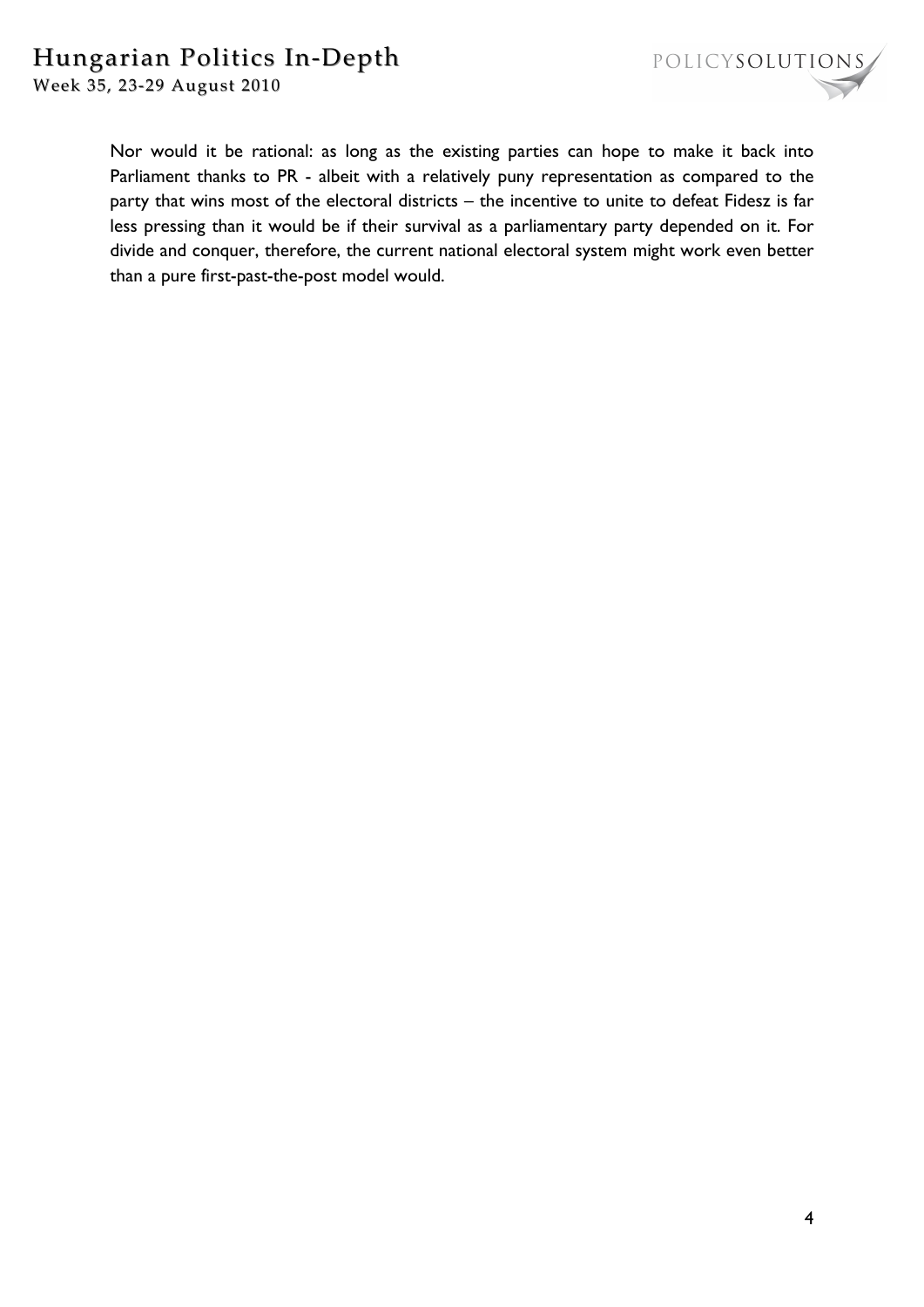Nor would it be rational: as long as the existing parties can hope to make it back into Parliament thanks to PR - albeit with a relatively puny representation as compared to the party that wins most of the electoral districts – the incentive to unite to defeat Fidesz is far less pressing than it would be if their survival as a parliamentary party depended on it. For divide and conquer, therefore, the current national electoral system might work even better than a pure first-past-the-post model would.